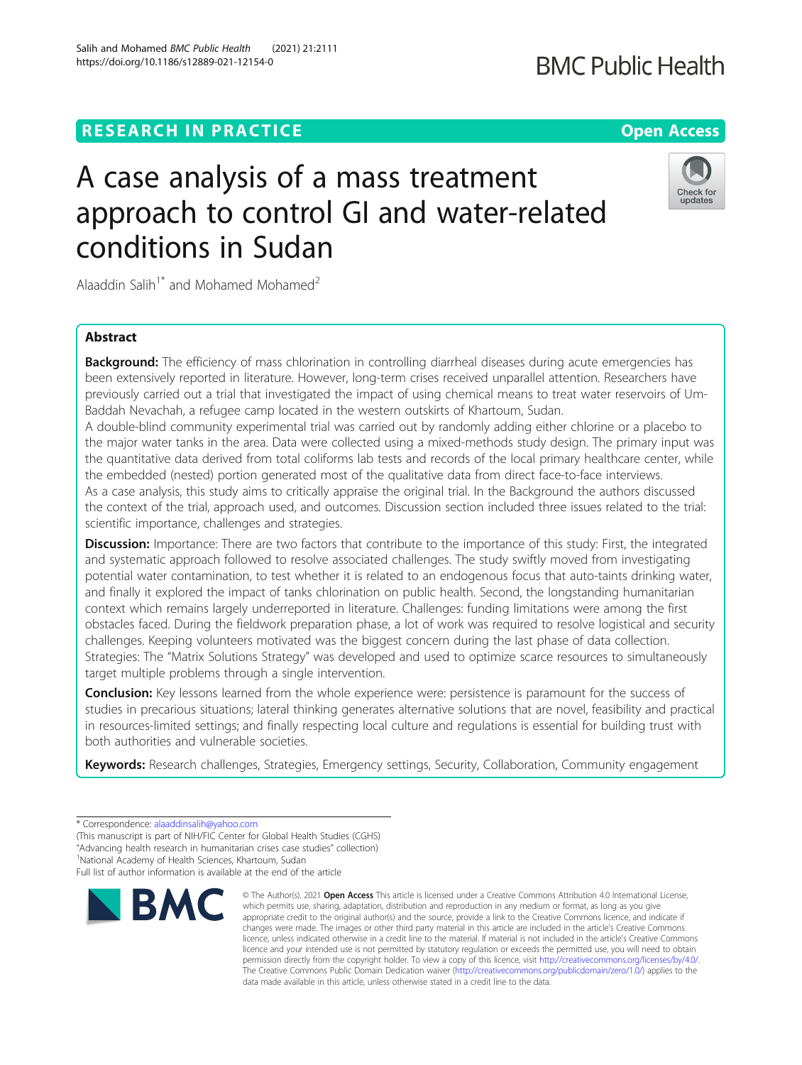RESEARCH IN PRACTICE

Open Access

# A case analysis of a mass treatment approach to control GI and water-related conditions in Sudan

Alaaddin Salih[1*] and Mohamed Mohamed[2]

## Abstract

**Background:** The efficiency of mass chlorination in controlling diarrheal diseases during acute emergencies has been extensively reported in literature. However, long-term crises received unparallel attention. Researchers have previously carried out a trial that investigated the impact of using chemical means to treat water reservoirs of Um-Baddah Nevachah, a refugee camp located in the western outskirts of Khartoum, Sudan.

A double-blind community experimental trial was carried out by randomly adding either chlorine or a placebo to the major water tanks in the area. Data were collected using a mixed-methods study design. The primary input was the quantitative data derived from total coliforms lab tests and records of the local primary healthcare center, while the embedded (nested) portion generated most of the qualitative data from direct face-to-face interviews.

As a case analysis, this study aims to critically appraise the original trial. In the Background the authors discussed the context of the trial, approach used, and outcomes. Discussion section included three issues related to the trial: scientific importance, challenges and strategies.

**Discussion:** Importance: There are two factors that contribute to the importance of this study: First, the integrated and systematic approach followed to resolve associated challenges. The study swiftly moved from investigating potential water contamination, to test whether it is related to an endogenous focus that auto-taints drinking water, and finally it explored the impact of tanks chlorination on public health. Second, the longstanding humanitarian context which remains largely underreported in literature. Challenges: funding limitations were among the first obstacles faced. During the fieldwork preparation phase, a lot of work was required to resolve logistical and security challenges. Keeping volunteers motivated was the biggest concern during the last phase of data collection. Strategies: The "Matrix Solutions Strategy" was developed and used to optimize scarce resources to simultaneously target multiple problems through a single intervention.

**Conclusion:** Key lessons learned from the whole experience were: persistence is paramount for the success of studies in precarious situations; lateral thinking generates alternative solutions that are novel, feasibility and practical in resources-limited settings; and finally respecting local culture and regulations is essential for building trust with both authorities and vulnerable societies.

**Keywords:** Research challenges, Strategies, Emergency settings, Security, Collaboration, Community engagement

* Correspondence: alaaddinsalih@yahoo.com

(This manuscript is part of NIH/FIC Center for Global Health Studies (CGHS) "Advancing health research in humanitarian crises case studies" collection)

[1]National Academy of Health Sciences, Khartoum, Sudan

Full list of author information is available at the end of the article

© The Author(s). 2021 **Open Access** This article is licensed under a Creative Commons Attribution 4.0 International License, which permits use, sharing, adaptation, distribution and reproduction in any medium or format, as long as you give appropriate credit to the original author(s) and the source, provide a link to the Creative Commons licence, and indicate if changes were made. The images or other third party material in this article are included in the article's Creative Commons licence, unless indicated otherwise in a credit line to the material. If material is not included in the article's Creative Commons licence and your intended use is not permitted by statutory regulation or exceeds the permitted use, you will need to obtain permission directly from the copyright holder. To view a copy of this licence, visit http://creativecommons.org/licenses/by/4.0/. The Creative Commons Public Domain Dedication waiver (http://creativecommons.org/publicdomain/zero/1.0/) applies to the data made available in this article, unless otherwise stated in a credit line to the data.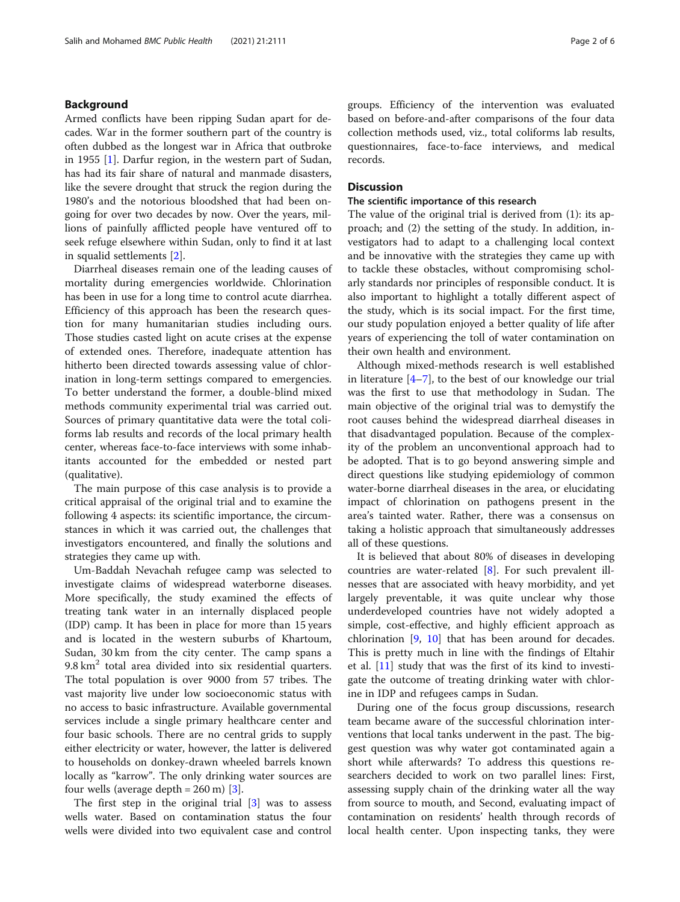## Background

Armed conflicts have been ripping Sudan apart for decades. War in the former southern part of the country is often dubbed as the longest war in Africa that outbroke in 1955 [1]. Darfur region, in the western part of Sudan, has had its fair share of natural and manmade disasters, like the severe drought that struck the region during the 1980's and the notorious bloodshed that had been ongoing for over two decades by now. Over the years, millions of painfully afflicted people have ventured off to seek refuge elsewhere within Sudan, only to find it at last in squalid settlements [2].

Diarrheal diseases remain one of the leading causes of mortality during emergencies worldwide. Chlorination has been in use for a long time to control acute diarrhea. Efficiency of this approach has been the research question for many humanitarian studies including ours. Those studies casted light on acute crises at the expense of extended ones. Therefore, inadequate attention has hitherto been directed towards assessing value of chlorination in long-term settings compared to emergencies. To better understand the former, a double-blind mixed methods community experimental trial was carried out. Sources of primary quantitative data were the total coliforms lab results and records of the local primary health center, whereas face-to-face interviews with some inhabitants accounted for the embedded or nested part (qualitative).

The main purpose of this case analysis is to provide a critical appraisal of the original trial and to examine the following 4 aspects: its scientific importance, the circumstances in which it was carried out, the challenges that investigators encountered, and finally the solutions and strategies they came up with.

Um-Baddah Nevachah refugee camp was selected to investigate claims of widespread waterborne diseases. More specifically, the study examined the effects of treating tank water in an internally displaced people (IDP) camp. It has been in place for more than 15 years and is located in the western suburbs of Khartoum, Sudan, 30 km from the city center. The camp spans a 9.8 km$^2$ total area divided into six residential quarters. The total population is over 9000 from 57 tribes. The vast majority live under low socioeconomic status with no access to basic infrastructure. Available governmental services include a single primary healthcare center and four basic schools. There are no central grids to supply either electricity or water, however, the latter is delivered to households on donkey-drawn wheeled barrels known locally as "karrow". The only drinking water sources are four wells (average depth = 260 m) [3].

The first step in the original trial [3] was to assess wells water. Based on contamination status the four wells were divided into two equivalent case and control groups. Efficiency of the intervention was evaluated based on before-and-after comparisons of the four data collection methods used, viz., total coliforms lab results, questionnaires, face-to-face interviews, and medical records.

## Discussion

### The scientific importance of this research

The value of the original trial is derived from (1): its approach; and (2) the setting of the study. In addition, investigators had to adapt to a challenging local context and be innovative with the strategies they came up with to tackle these obstacles, without compromising scholarly standards nor principles of responsible conduct. It is also important to highlight a totally different aspect of the study, which is its social impact. For the first time, our study population enjoyed a better quality of life after years of experiencing the toll of water contamination on their own health and environment.

Although mixed-methods research is well established in literature [4–7], to the best of our knowledge our trial was the first to use that methodology in Sudan. The main objective of the original trial was to demystify the root causes behind the widespread diarrheal diseases in that disadvantaged population. Because of the complexity of the problem an unconventional approach had to be adopted. That is to go beyond answering simple and direct questions like studying epidemiology of common water-borne diarrheal diseases in the area, or elucidating impact of chlorination on pathogens present in the area's tainted water. Rather, there was a consensus on taking a holistic approach that simultaneously addresses all of these questions.

It is believed that about 80% of diseases in developing countries are water-related [8]. For such prevalent illnesses that are associated with heavy morbidity, and yet largely preventable, it was quite unclear why those underdeveloped countries have not widely adopted a simple, cost-effective, and highly efficient approach as chlorination [9, 10] that has been around for decades. This is pretty much in line with the findings of Eltahir et al. [11] study that was the first of its kind to investigate the outcome of treating drinking water with chlorine in IDP and refugees camps in Sudan.

During one of the focus group discussions, research team became aware of the successful chlorination interventions that local tanks underwent in the past. The biggest question was why water got contaminated again a short while afterwards? To address this questions researchers decided to work on two parallel lines: First, assessing supply chain of the drinking water all the way from source to mouth, and Second, evaluating impact of contamination on residents' health through records of local health center. Upon inspecting tanks, they were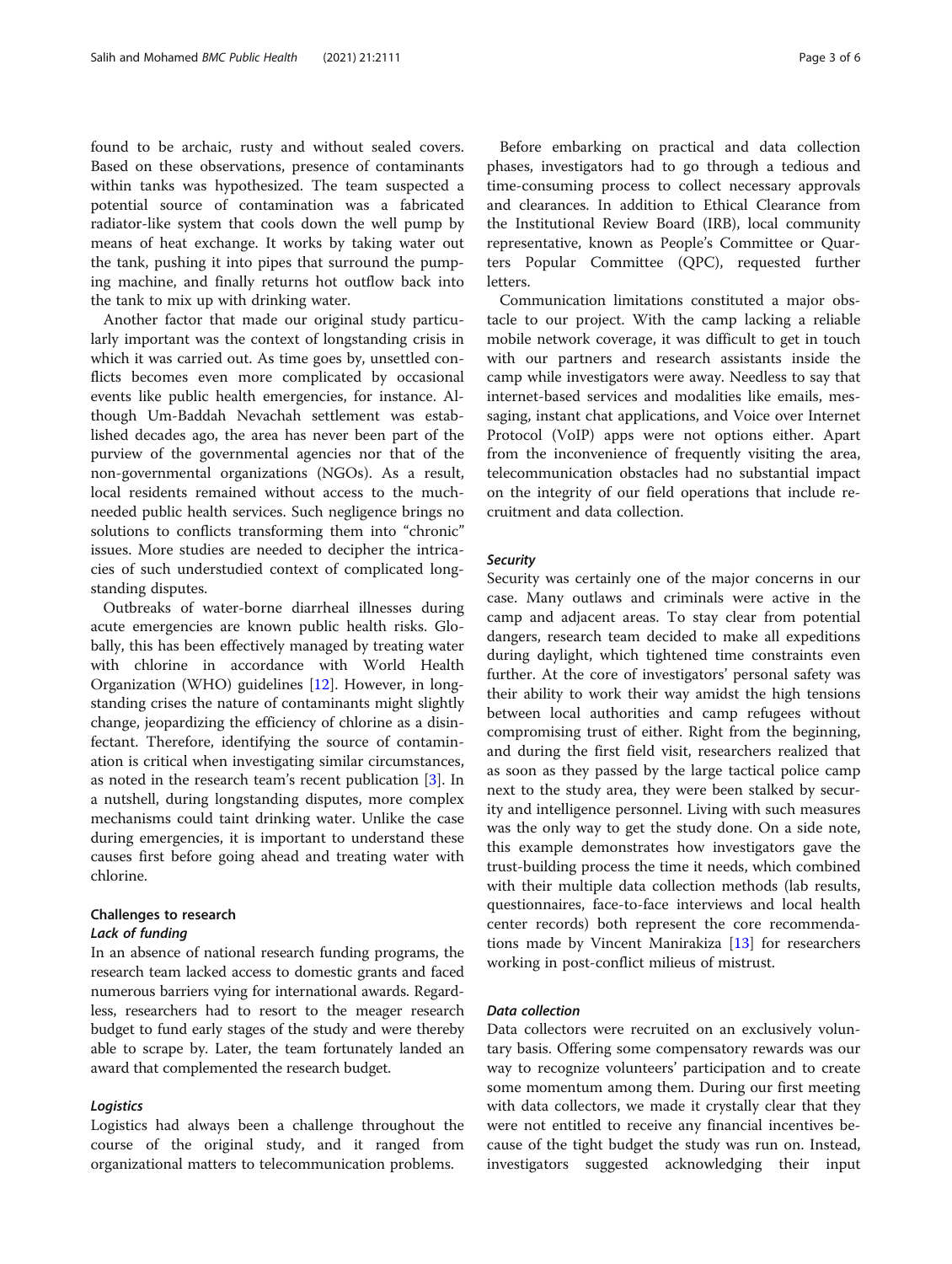found to be archaic, rusty and without sealed covers. Based on these observations, presence of contaminants within tanks was hypothesized. The team suspected a potential source of contamination was a fabricated radiator-like system that cools down the well pump by means of heat exchange. It works by taking water out the tank, pushing it into pipes that surround the pumping machine, and finally returns hot outflow back into the tank to mix up with drinking water.

Another factor that made our original study particularly important was the context of longstanding crisis in which it was carried out. As time goes by, unsettled conflicts becomes even more complicated by occasional events like public health emergencies, for instance. Although Um-Baddah Nevachah settlement was established decades ago, the area has never been part of the purview of the governmental agencies nor that of the non-governmental organizations (NGOs). As a result, local residents remained without access to the much-needed public health services. Such negligence brings no solutions to conflicts transforming them into "chronic" issues. More studies are needed to decipher the intricacies of such understudied context of complicated longstanding disputes.

Outbreaks of water-borne diarrheal illnesses during acute emergencies are known public health risks. Globally, this has been effectively managed by treating water with chlorine in accordance with World Health Organization (WHO) guidelines [12]. However, in longstanding crises the nature of contaminants might slightly change, jeopardizing the efficiency of chlorine as a disinfectant. Therefore, identifying the source of contamination is critical when investigating similar circumstances, as noted in the research team's recent publication [3]. In a nutshell, during longstanding disputes, more complex mechanisms could taint drinking water. Unlike the case during emergencies, it is important to understand these causes first before going ahead and treating water with chlorine.

## Challenges to research

### *Lack of funding*

In an absence of national research funding programs, the research team lacked access to domestic grants and faced numerous barriers vying for international awards. Regardless, researchers had to resort to the meager research budget to fund early stages of the study and were thereby able to scrape by. Later, the team fortunately landed an award that complemented the research budget.

### *Logistics*

Logistics had always been a challenge throughout the course of the original study, and it ranged from organizational matters to telecommunication problems.

Before embarking on practical and data collection phases, investigators had to go through a tedious and time-consuming process to collect necessary approvals and clearances. In addition to Ethical Clearance from the Institutional Review Board (IRB), local community representative, known as People's Committee or Quarters Popular Committee (QPC), requested further letters.

Communication limitations constituted a major obstacle to our project. With the camp lacking a reliable mobile network coverage, it was difficult to get in touch with our partners and research assistants inside the camp while investigators were away. Needless to say that internet-based services and modalities like emails, messaging, instant chat applications, and Voice over Internet Protocol (VoIP) apps were not options either. Apart from the inconvenience of frequently visiting the area, telecommunication obstacles had no substantial impact on the integrity of our field operations that include recruitment and data collection.

### *Security*

Security was certainly one of the major concerns in our case. Many outlaws and criminals were active in the camp and adjacent areas. To stay clear from potential dangers, research team decided to make all expeditions during daylight, which tightened time constraints even further. At the core of investigators' personal safety was their ability to work their way amidst the high tensions between local authorities and camp refugees without compromising trust of either. Right from the beginning, and during the first field visit, researchers realized that as soon as they passed by the large tactical police camp next to the study area, they were been stalked by security and intelligence personnel. Living with such measures was the only way to get the study done. On a side note, this example demonstrates how investigators gave the trust-building process the time it needs, which combined with their multiple data collection methods (lab results, questionnaires, face-to-face interviews and local health center records) both represent the core recommendations made by Vincent Manirakiza [13] for researchers working in post-conflict milieus of mistrust.

### *Data collection*

Data collectors were recruited on an exclusively voluntary basis. Offering some compensatory rewards was our way to recognize volunteers' participation and to create some momentum among them. During our first meeting with data collectors, we made it crystally clear that they were not entitled to receive any financial incentives because of the tight budget the study was run on. Instead, investigators suggested acknowledging their input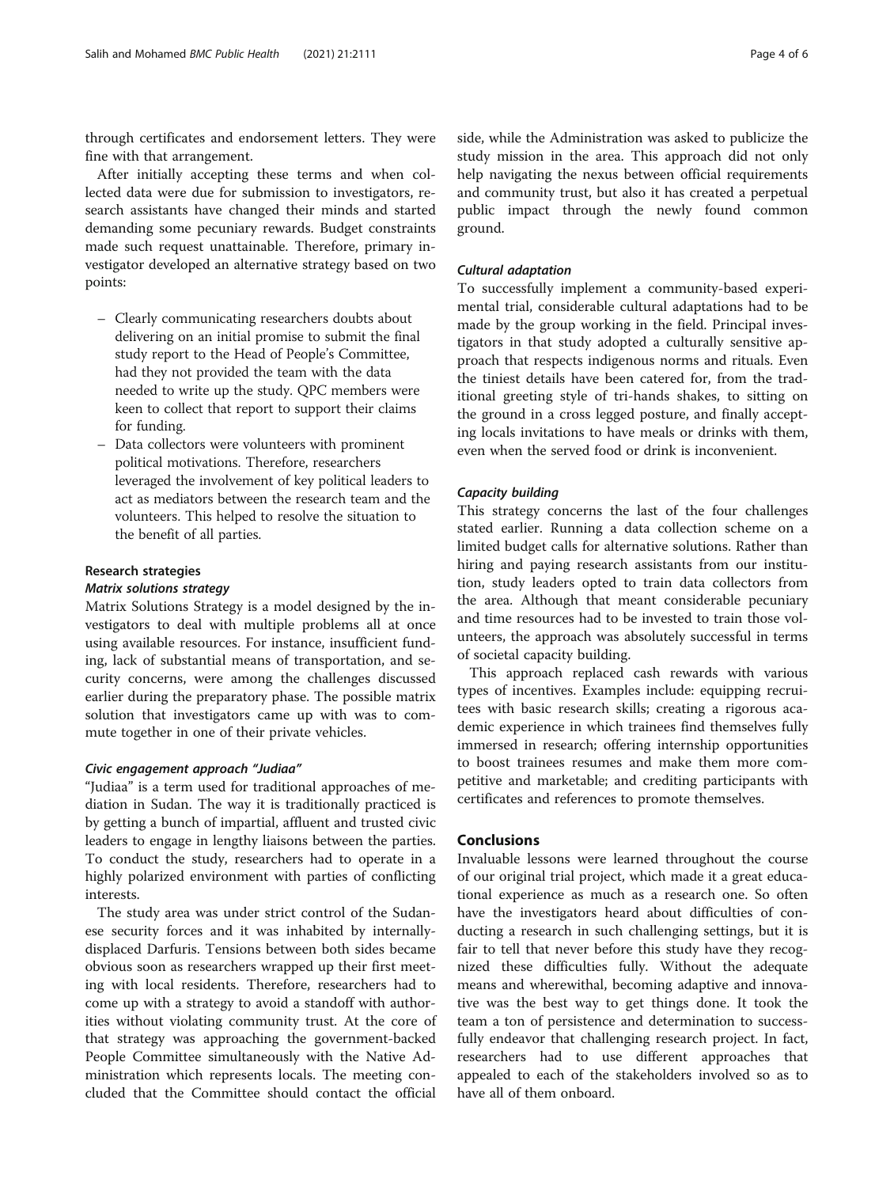through certificates and endorsement letters. They were fine with that arrangement.

After initially accepting these terms and when collected data were due for submission to investigators, research assistants have changed their minds and started demanding some pecuniary rewards. Budget constraints made such request unattainable. Therefore, primary investigator developed an alternative strategy based on two points:

- Clearly communicating researchers doubts about delivering on an initial promise to submit the final study report to the Head of People's Committee, had they not provided the team with the data needed to write up the study. QPC members were keen to collect that report to support their claims for funding.
- Data collectors were volunteers with prominent political motivations. Therefore, researchers leveraged the involvement of key political leaders to act as mediators between the research team and the volunteers. This helped to resolve the situation to the benefit of all parties.

### Research strategies

#### *Matrix solutions strategy*

Matrix Solutions Strategy is a model designed by the investigators to deal with multiple problems all at once using available resources. For instance, insufficient funding, lack of substantial means of transportation, and security concerns, were among the challenges discussed earlier during the preparatory phase. The possible matrix solution that investigators came up with was to commute together in one of their private vehicles.

#### *Civic engagement approach "Judiaa"*

"Judiaa" is a term used for traditional approaches of mediation in Sudan. The way it is traditionally practiced is by getting a bunch of impartial, affluent and trusted civic leaders to engage in lengthy liaisons between the parties. To conduct the study, researchers had to operate in a highly polarized environment with parties of conflicting interests.

The study area was under strict control of the Sudanese security forces and it was inhabited by internally-displaced Darfuris. Tensions between both sides became obvious soon as researchers wrapped up their first meeting with local residents. Therefore, researchers had to come up with a strategy to avoid a standoff with authorities without violating community trust. At the core of that strategy was approaching the government-backed People Committee simultaneously with the Native Administration which represents locals. The meeting concluded that the Committee should contact the official side, while the Administration was asked to publicize the study mission in the area. This approach did not only help navigating the nexus between official requirements and community trust, but also it has created a perpetual public impact through the newly found common ground.

#### *Cultural adaptation*

To successfully implement a community-based experimental trial, considerable cultural adaptations had to be made by the group working in the field. Principal investigators in that study adopted a culturally sensitive approach that respects indigenous norms and rituals. Even the tiniest details have been catered for, from the traditional greeting style of tri-hands shakes, to sitting on the ground in a cross legged posture, and finally accepting locals invitations to have meals or drinks with them, even when the served food or drink is inconvenient.

#### *Capacity building*

This strategy concerns the last of the four challenges stated earlier. Running a data collection scheme on a limited budget calls for alternative solutions. Rather than hiring and paying research assistants from our institution, study leaders opted to train data collectors from the area. Although that meant considerable pecuniary and time resources had to be invested to train those volunteers, the approach was absolutely successful in terms of societal capacity building.

This approach replaced cash rewards with various types of incentives. Examples include: equipping recruitees with basic research skills; creating a rigorous academic experience in which trainees find themselves fully immersed in research; offering internship opportunities to boost trainees resumes and make them more competitive and marketable; and crediting participants with certificates and references to promote themselves.

## Conclusions

Invaluable lessons were learned throughout the course of our original trial project, which made it a great educational experience as much as a research one. So often have the investigators heard about difficulties of conducting a research in such challenging settings, but it is fair to tell that never before this study have they recognized these difficulties fully. Without the adequate means and wherewithal, becoming adaptive and innovative was the best way to get things done. It took the team a ton of persistence and determination to successfully endeavor that challenging research project. In fact, researchers had to use different approaches that appealed to each of the stakeholders involved so as to have all of them onboard.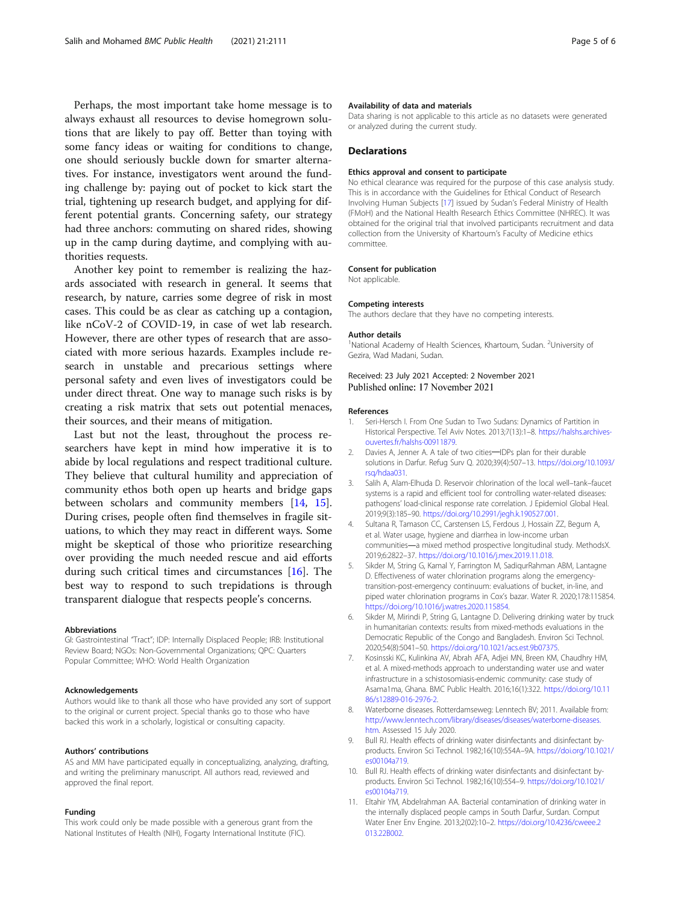Perhaps, the most important take home message is to always exhaust all resources to devise homegrown solutions that are likely to pay off. Better than toying with some fancy ideas or waiting for conditions to change, one should seriously buckle down for smarter alternatives. For instance, investigators went around the funding challenge by: paying out of pocket to kick start the trial, tightening up research budget, and applying for different potential grants. Concerning safety, our strategy had three anchors: commuting on shared rides, showing up in the camp during daytime, and complying with authorities requests.

Another key point to remember is realizing the hazards associated with research in general. It seems that research, by nature, carries some degree of risk in most cases. This could be as clear as catching up a contagion, like nCoV-2 of COVID-19, in case of wet lab research. However, there are other types of research that are associated with more serious hazards. Examples include research in unstable and precarious settings where personal safety and even lives of investigators could be under direct threat. One way to manage such risks is by creating a risk matrix that sets out potential menaces, their sources, and their means of mitigation.

Last but not the least, throughout the process researchers have kept in mind how imperative it is to abide by local regulations and respect traditional culture. They believe that cultural humility and appreciation of community ethos both open up hearts and bridge gaps between scholars and community members [14, 15]. During crises, people often find themselves in fragile situations, to which they may react in different ways. Some might be skeptical of those who prioritize researching over providing the much needed rescue and aid efforts during such critical times and circumstances [16]. The best way to respond to such trepidations is through transparent dialogue that respects people's concerns.

### Abbreviations

GI: Gastrointestinal "Tract"; IDP: Internally Displaced People; IRB: Institutional Review Board; NGOs: Non-Governmental Organizations; QPC: Quarters Popular Committee; WHO: World Health Organization

### Acknowledgements

Authors would like to thank all those who have provided any sort of support to the original or current project. Special thanks go to those who have backed this work in a scholarly, logistical or consulting capacity.

### Authors' contributions

AS and MM have participated equally in conceptualizing, analyzing, drafting, and writing the preliminary manuscript. All authors read, reviewed and approved the final report.

### Funding

This work could only be made possible with a generous grant from the National Institutes of Health (NIH), Fogarty International Institute (FIC).

### Availability of data and materials

Data sharing is not applicable to this article as no datasets were generated or analyzed during the current study.

## Declarations

### Ethics approval and consent to participate

No ethical clearance was required for the purpose of this case analysis study. This is in accordance with the Guidelines for Ethical Conduct of Research Involving Human Subjects [17] issued by Sudan's Federal Ministry of Health (FMoH) and the National Health Research Ethics Committee (NHREC). It was obtained for the original trial that involved participants recruitment and data collection from the University of Khartoum's Faculty of Medicine ethics committee.

### Consent for publication

Not applicable.

### Competing interests

The authors declare that they have no competing interests.

### Author details

[1]National Academy of Health Sciences, Khartoum, Sudan. [2]University of Gezira, Wad Madani, Sudan.

Received: 23 July 2021 Accepted: 2 November 2021
Published online: 17 November 2021

### References

1. Seri-Hersch I. From One Sudan to Two Sudans: Dynamics of Partition in Historical Perspective. Tel Aviv Notes. 2013;7(13):1–8. https://halshs.archives-ouvertes.fr/halshs-00911879.
2. Davies A, Jenner A. A tale of two cities—IDPs plan for their durable solutions in Darfur. Refug Surv Q. 2020;39(4):507–13. https://doi.org/10.1093/rsq/hdaa031.
3. Salih A, Alam-Elhuda D. Reservoir chlorination of the local well–tank–faucet systems is a rapid and efficient tool for controlling water-related diseases: pathogens' load-clinical response rate correlation. J Epidemiol Global Heal. 2019;9(3):185–90. https://doi.org/10.2991/jegh.k.190527.001.
4. Sultana R, Tamason CC, Carstensen LS, Ferdous J, Hossain ZZ, Begum A, et al. Water usage, hygiene and diarrhea in low-income urban communities—a mixed method prospective longitudinal study. MethodsX. 2019;6:2822–37. https://doi.org/10.1016/j.mex.2019.11.018.
5. Sikder M, String G, Kamal Y, Farrington M, SadiqurRahman ABM, Lantagne D. Effectiveness of water chlorination programs along the emergency-transition-post-emergency continuum: evaluations of bucket, in-line, and piped water chlorination programs in Cox's bazar. Water R. 2020;178:115854. https://doi.org/10.1016/j.watres.2020.115854.
6. Sikder M, Mirindi P, String G, Lantagne D. Delivering drinking water by truck in humanitarian contexts: results from mixed-methods evaluations in the Democratic Republic of the Congo and Bangladesh. Environ Sci Technol. 2020;54(8):5041–50. https://doi.org/10.1021/acs.est.9b07375.
7. Kosinsski KC, Kulinkina AV, Abrah AFA, Adjei MN, Breen KM, Chaudhry HM, et al. A mixed-methods approach to understanding water use and water infrastructure in a schistosomiasis-endemic community: case study of Asama1ma, Ghana. BMC Public Health. 2016;16(1):322. https://doi.org/10.1186/s12889-016-2976-2.
8. Waterborne diseases. Rotterdamseweg: Lenntech BV; 2011. Available from: http://www.lenntech.com/library/diseases/diseases/waterborne-diseases.htm. Assessed 15 July 2020.
9. Bull RJ. Health effects of drinking water disinfectants and disinfectant by-products. Environ Sci Technol. 1982;16(10):554A–9A. https://doi.org/10.1021/es00104a719.
10. Bull RJ. Health effects of drinking water disinfectants and disinfectant by-products. Environ Sci Technol. 1982;16(10):554–9. https://doi.org/10.1021/es00104a719.
11. Eltahir YM, Abdelrahman AA. Bacterial contamination of drinking water in the internally displaced people camps in South Darfur, Surdan. Comput Water Ener Env Engine. 2013;2(02):10–2. https://doi.org/10.4236/cweee.2013.22B002.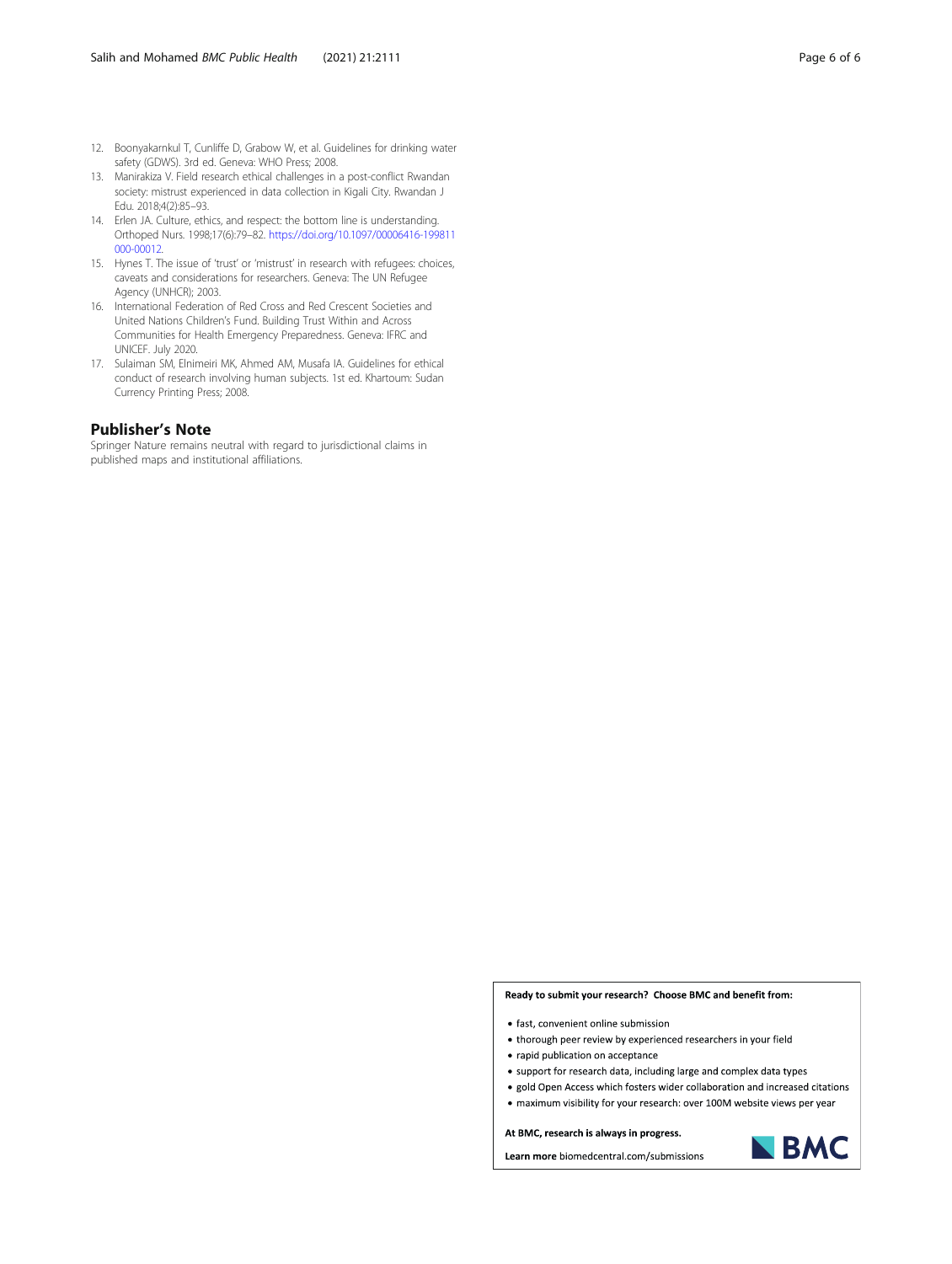12. Boonyakarnkul T, Cunliffe D, Grabow W, et al. Guidelines for drinking water safety (GDWS). 3rd ed. Geneva: WHO Press; 2008.
13. Manirakiza V. Field research ethical challenges in a post-conflict Rwandan society: mistrust experienced in data collection in Kigali City. Rwandan J Edu. 2018;4(2):85–93.
14. Erlen JA. Culture, ethics, and respect: the bottom line is understanding. Orthoped Nurs. 1998;17(6):79–82. https://doi.org/10.1097/00006416-199811000-00012.
15. Hynes T. The issue of 'trust' or 'mistrust' in research with refugees: choices, caveats and considerations for researchers. Geneva: The UN Refugee Agency (UNHCR); 2003.
16. International Federation of Red Cross and Red Crescent Societies and United Nations Children's Fund. Building Trust Within and Across Communities for Health Emergency Preparedness. Geneva: IFRC and UNICEF. July 2020.
17. Sulaiman SM, Elnimeiri MK, Ahmed AM, Musafa IA. Guidelines for ethical conduct of research involving human subjects. 1st ed. Khartoum: Sudan Currency Printing Press; 2008.

## Publisher's Note

Springer Nature remains neutral with regard to jurisdictional claims in published maps and institutional affiliations.

**Ready to submit your research? Choose BMC and benefit from:**

- fast, convenient online submission
- thorough peer review by experienced researchers in your field
- rapid publication on acceptance
- support for research data, including large and complex data types
- gold Open Access which fosters wider collaboration and increased citations
- maximum visibility for your research: over 100M website views per year

**At BMC, research is always in progress.**

**Learn more** biomedcentral.com/submissions

BMC